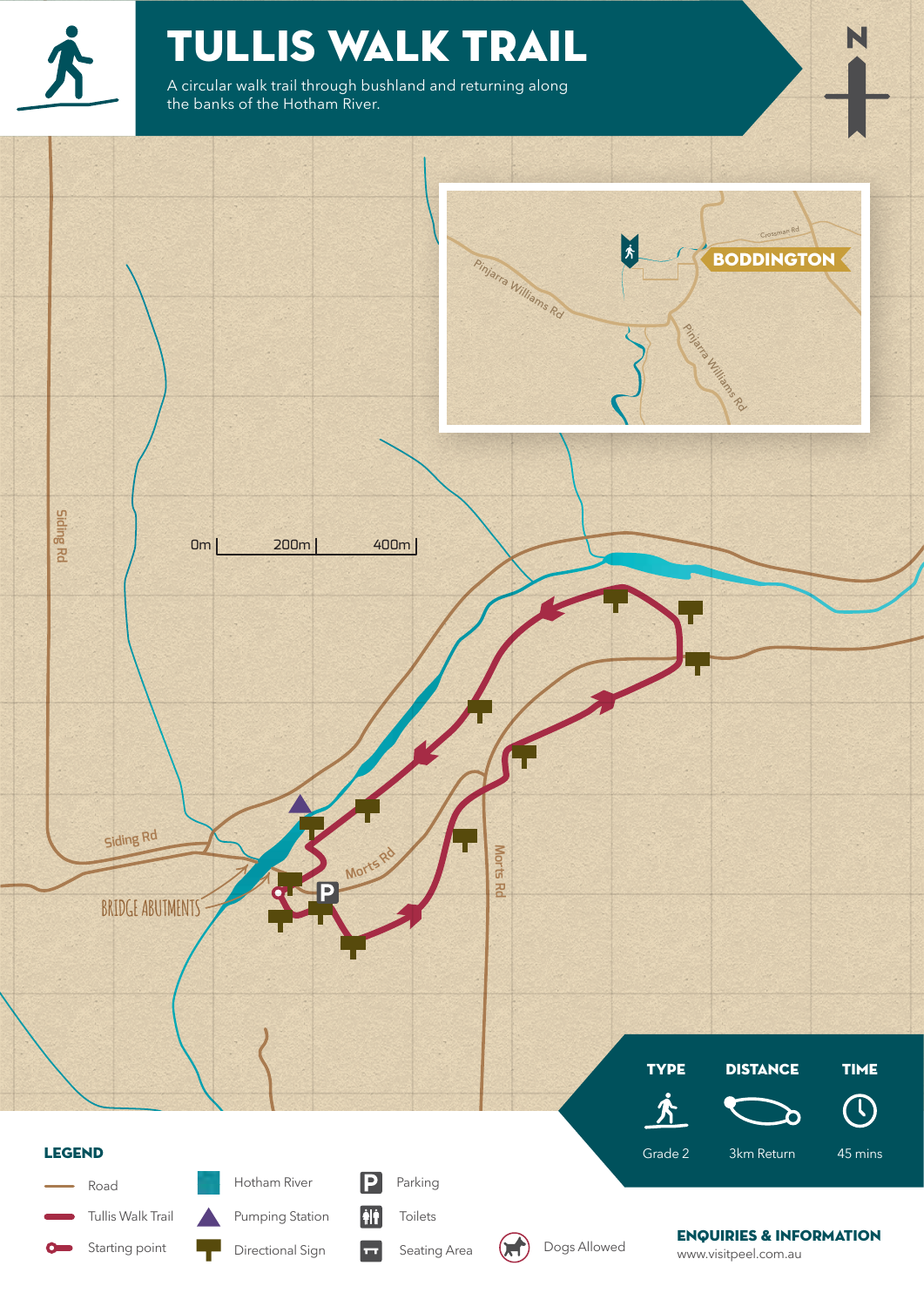# TULLIS WALK TRAIL

A circular walk trail through bushland and returning along the banks of the Hotham River.

N

BODDINGTON

Crossman Rd

Pinjarra Williams Rd

Pinjarra Williams Rd

0m | 200m | 400m

Siding Rd

Siding Rd

Morts Rd

Morts Rd

BRIDGE ABUTMENTS

P

| TYPE | DISTANCE | TIME |
| --- | --- | --- |
| Grade 2 | 3km Return | 45 mins |

## LEGEND

- Road
- Tullis Walk Trail
- Starting point
- Hotham River
- Pumping Station
- Directional Sign
- Parking
- Toilets
- Seating Area
- Dogs Allowed

## ENQUIRIES & INFORMATION

www.visitpeel.com.au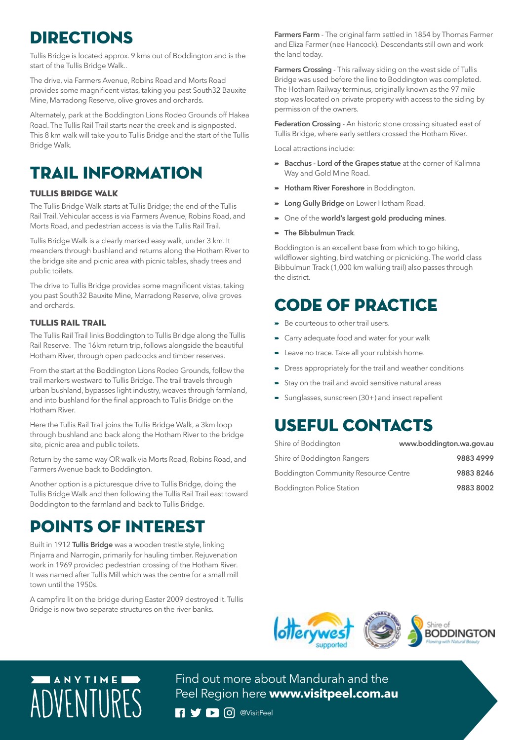# DIRECTIONS

Tullis Bridge is located approx. 9 kms out of Boddington and is the start of the Tullis Bridge Walk..

The drive, via Farmers Avenue, Robins Road and Morts Road provides some magnificent vistas, taking you past South32 Bauxite Mine, Marradong Reserve, olive groves and orchards.

Alternately, park at the Boddington Lions Rodeo Grounds off Hakea Road. The Tullis Rail Trail starts near the creek and is signposted. This 8 km walk will take you to Tullis Bridge and the start of the Tullis Bridge Walk.

# TRAIL INFORMATION

### TULLIS BRIDGE WALK

The Tullis Bridge Walk starts at Tullis Bridge; the end of the Tullis Rail Trail. Vehicular access is via Farmers Avenue, Robins Road, and Morts Road, and pedestrian access is via the Tullis Rail Trail.

Tullis Bridge Walk is a clearly marked easy walk, under 3 km. It meanders through bushland and returns along the Hotham River to the bridge site and picnic area with picnic tables, shady trees and public toilets.

The drive to Tullis Bridge provides some magnificent vistas, taking you past South32 Bauxite Mine, Marradong Reserve, olive groves and orchards.

### TULLIS RAIL TRAIL

The Tullis Rail Trail links Boddington to Tullis Bridge along the Tullis Rail Reserve. The 16km return trip, follows alongside the beautiful Hotham River, through open paddocks and timber reserves.

From the start at the Boddington Lions Rodeo Grounds, follow the trail markers westward to Tullis Bridge. The trail travels through urban bushland, bypasses light industry, weaves through farmland, and into bushland for the final approach to Tullis Bridge on the Hotham River.

Here the Tullis Rail Trail joins the Tullis Bridge Walk, a 3km loop through bushland and back along the Hotham River to the bridge site, picnic area and public toilets.

Return by the same way OR walk via Morts Road, Robins Road, and Farmers Avenue back to Boddington.

Another option is a picturesque drive to Tullis Bridge, doing the Tullis Bridge Walk and then following the Tullis Rail Trail east toward Boddington to the farmland and back to Tullis Bridge.

# POINTS OF INTEREST

Built in 1912 **Tullis Bridge** was a wooden trestle style, linking Pinjarra and Narrogin, primarily for hauling timber. Rejuvenation work in 1969 provided pedestrian crossing of the Hotham River. It was named after Tullis Mill which was the centre for a small mill town until the 1950s.

A campfire lit on the bridge during Easter 2009 destroyed it. Tullis Bridge is now two separate structures on the river banks.

**Farmers Farm** - The original farm settled in 1854 by Thomas Farmer and Eliza Farmer (nee Hancock). Descendants still own and work the land today.

**Farmers Crossing** - This railway siding on the west side of Tullis Bridge was used before the line to Boddington was completed. The Hotham Railway terminus, originally known as the 97 mile stop was located on private property with access to the siding by permission of the owners.

**Federation Crossing** - An historic stone crossing situated east of Tullis Bridge, where early settlers crossed the Hotham River.

Local attractions include:

- **Bacchus - Lord of the Grapes statue** at the corner of Kalimna Way and Gold Mine Road.
- **Hotham River Foreshore** in Boddington.
- **Long Gully Bridge** on Lower Hotham Road.
- One of the **world's largest gold producing mines**.
- **The Bibbulmun Track**.

Boddington is an excellent base from which to go hiking, wildflower sighting, bird watching or picnicking. The world class Bibbulmun Track (1,000 km walking trail) also passes through the district.

# CODE OF PRACTICE

- Be courteous to other trail users.
- Carry adequate food and water for your walk
- Leave no trace. Take all your rubbish home.
- Dress appropriately for the trail and weather conditions
- Stay on the trail and avoid sensitive natural areas
- Sunglasses, sunscreen (30+) and insect repellent

# USEFUL CONTACTS

| | |
|---|---|
| Shire of Boddington | **www.boddington.wa.gov.au** |
| Shire of Boddington Rangers | **9883 4999** |
| Boddington Community Resource Centre | **9883 8246** |
| Boddington Police Station | **9883 8002** |

ANYTIME ADVENTURES

Find out more about Mandurah and the Peel Region here **www.visitpeel.com.au**

@VisitPeel